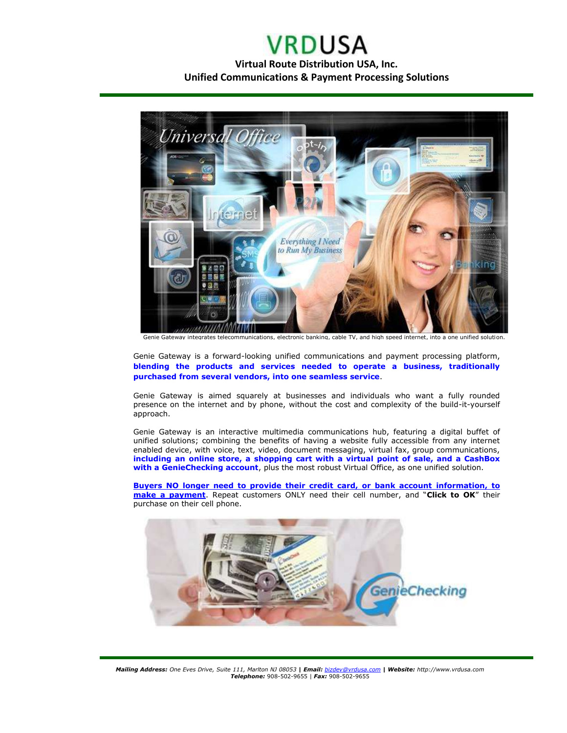# VRDUSA

**Virtual Route Distribution USA, Inc.**
**Unified Communications & Payment Processing Solutions**

Genie Gateway integrates telecommunications, electronic banking, cable TV, and high speed internet, into a one unified solution.

Genie Gateway is a forward-looking unified communications and payment processing platform, **blending the products and services needed to operate a business, traditionally purchased from several vendors, into one seamless service**.

Genie Gateway is aimed squarely at businesses and individuals who want a fully rounded presence on the internet and by phone, without the cost and complexity of the build-it-yourself approach.

Genie Gateway is an interactive multimedia communications hub, featuring a digital buffet of unified solutions; combining the benefits of having a website fully accessible from any internet enabled device, with voice, text, video, document messaging, virtual fax, group communications, **including an online store, a shopping cart with a virtual point of sale, and a CashBox with a GenieChecking account**, plus the most robust Virtual Office, as one unified solution.

**Buyers NO longer need to provide their credit card, or bank account information, to make a payment**. Repeat customers ONLY need their cell number, and "**Click to OK**" their purchase on their cell phone.

***Mailing Address:*** *One Eves Drive, Suite 111, Marlton NJ 08053* | ***Email:*** *bizdev@vrdusa.com* | ***Website:*** *http://www.vrdusa.com*
***Telephone:*** 908-502-9655 | ***Fax:*** 908-502-9655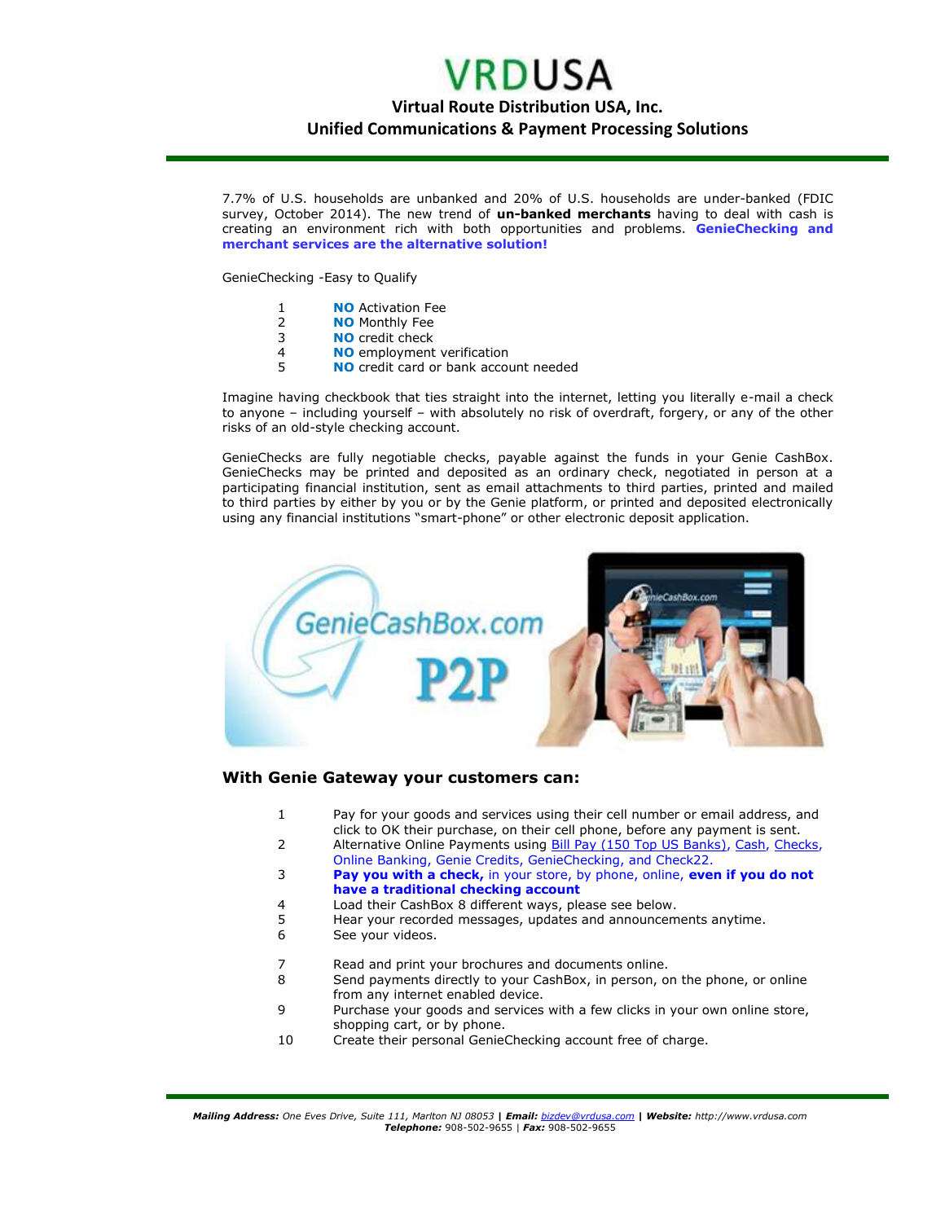7.7% of U.S. households are unbanked and 20% of U.S. households are under-banked (FDIC survey, October 2014). The new trend of **un-banked merchants** having to deal with cash is creating an environment rich with both opportunities and problems. **GenieChecking and merchant services are the alternative solution!**

GenieChecking -Easy to Qualify

1. **NO** Activation Fee
2. **NO** Monthly Fee
3. **NO** credit check
4. **NO** employment verification
5. **NO** credit card or bank account needed

Imagine having checkbook that ties straight into the internet, letting you literally e-mail a check to anyone – including yourself – with absolutely no risk of overdraft, forgery, or any of the other risks of an old-style checking account.

GenieChecks are fully negotiable checks, payable against the funds in your Genie CashBox. GenieChecks may be printed and deposited as an ordinary check, negotiated in person at a participating financial institution, sent as email attachments to third parties, printed and mailed to third parties by either by you or by the Genie platform, or printed and deposited electronically using any financial institutions "smart-phone" or other electronic deposit application.

GenieCashBox.com P2P

### With Genie Gateway your customers can:

1. Pay for your goods and services using their cell number or email address, and click to OK their purchase, on their cell phone, before any payment is sent.
2. Alternative Online Payments using Bill Pay (150 Top US Banks), Cash, Checks, Online Banking, Genie Credits, GenieChecking, and Check22.
3. **Pay you with a check,** in your store, by phone, online, **even if you do not have a traditional checking account**
4. Load their CashBox 8 different ways, please see below.
5. Hear your recorded messages, updates and announcements anytime.
6. See your videos.
7. Read and print your brochures and documents online.
8. Send payments directly to your CashBox, in person, on the phone, or online from any internet enabled device.
9. Purchase your goods and services with a few clicks in your own online store, shopping cart, or by phone.
10. Create their personal GenieChecking account free of charge.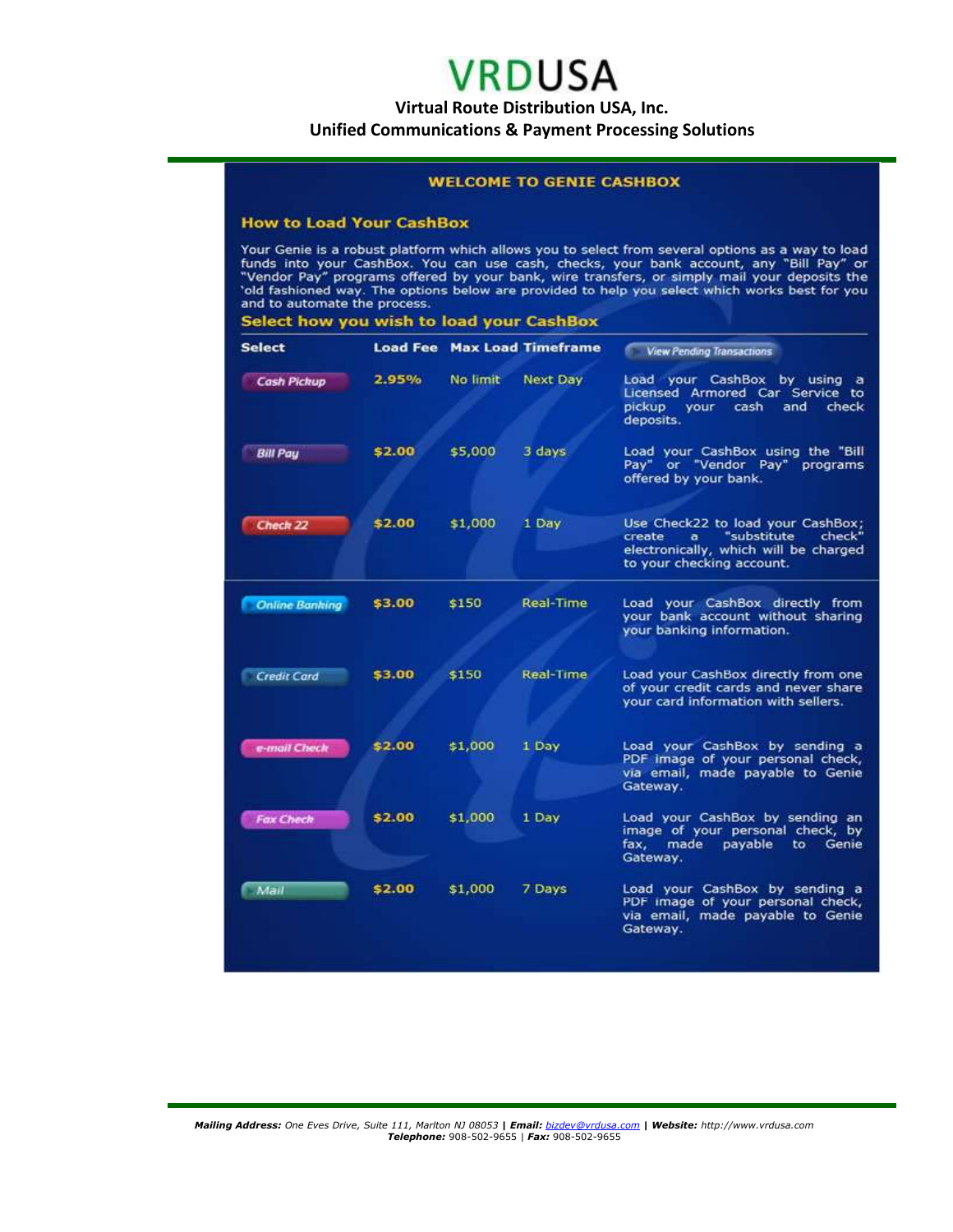# VRDUSA

**Virtual Route Distribution USA, Inc.**
**Unified Communications & Payment Processing Solutions**

## WELCOME TO GENIE CASHBOX

### How to Load Your CashBox

Your Genie is a robust platform which allows you to select from several options as a way to load funds into your CashBox. You can use cash, checks, your bank account, any "Bill Pay" or "Vendor Pay" programs offered by your bank, wire transfers, or simply mail your deposits the 'old fashioned way. The options below are provided to help you select which works best for you and to automate the process.

### Select how you wish to load your CashBox

| Select | Load Fee | Max Load | Timeframe | View Pending Transactions |
|---|---|---|---|---|
| Cash Pickup | 2.95% | No limit | Next Day | Load your CashBox by using a Licensed Armored Car Service to pickup your cash and check deposits. |
| Bill Pay | $2.00 | $5,000 | 3 days | Load your CashBox using the "Bill Pay" or "Vendor Pay" programs offered by your bank. |
| Check 22 | $2.00 | $1,000 | 1 Day | Use Check22 to load your CashBox; create a "substitute check" electronically, which will be charged to your checking account. |
| Online Banking | $3.00 | $150 | Real-Time | Load your CashBox directly from your bank account without sharing your banking information. |
| Credit Card | $3.00 | $150 | Real-Time | Load your CashBox directly from one of your credit cards and never share your card information with sellers. |
| e-mail Check | $2.00 | $1,000 | 1 Day | Load your CashBox by sending a PDF image of your personal check, via email, made payable to Genie Gateway. |
| Fax Check | $2.00 | $1,000 | 1 Day | Load your CashBox by sending an image of your personal check, by fax, made payable to Genie Gateway. |
| Mail | $2.00 | $1,000 | 7 Days | Load your CashBox by sending a PDF image of your personal check, via email, made payable to Genie Gateway. |

***Mailing Address:*** *One Eves Drive, Suite 111, Marlton NJ 08053* **|** ***Email:*** *bizdev@vrdusa.com* **|** ***Website:*** *http://www.vrdusa.com*
***Telephone:*** 908-502-9655 | ***Fax:*** 908-502-9655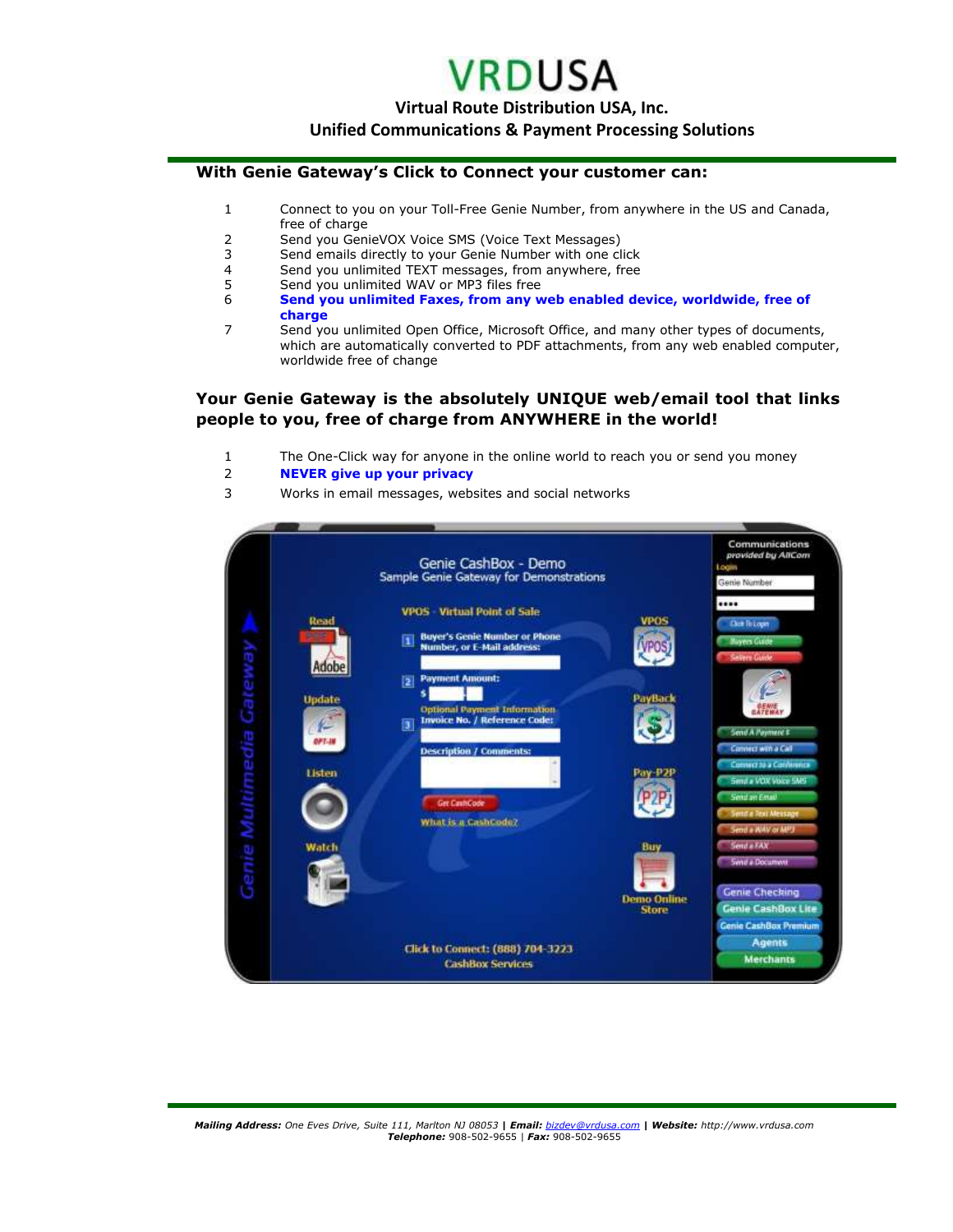# VRDUSA

**Virtual Route Distribution USA, Inc.**

**Unified Communications & Payment Processing Solutions**

## With Genie Gateway's Click to Connect your customer can:

1. Connect to you on your Toll-Free Genie Number, from anywhere in the US and Canada, free of charge
2. Send you GenieVOX Voice SMS (Voice Text Messages)
3. Send emails directly to your Genie Number with one click
4. Send you unlimited TEXT messages, from anywhere, free
5. Send you unlimited WAV or MP3 files free
6. **Send you unlimited Faxes, from any web enabled device, worldwide, free of charge**
7. Send you unlimited Open Office, Microsoft Office, and many other types of documents, which are automatically converted to PDF attachments, from any web enabled computer, worldwide free of change

## Your Genie Gateway is the absolutely UNIQUE web/email tool that links people to you, free of charge from ANYWHERE in the world!

1. The One-Click way for anyone in the online world to reach you or send you money
2. **NEVER give up your privacy**
3. Works in email messages, websites and social networks

Genie CashBox - Demo
Sample Genie Gateway for Demonstrations

VPOS - Virtual Point of Sale

1 Buyer's Genie Number or Phone Number, or E-Mail address:

2 Payment Amount:

Optional Payment Information

3 Invoice No. / Reference Code:

Description / Comments:

Get CashCode

What is a CashCode?

Read

Update

Listen

Watch

VPOS

PayBack

Pay-P2P

Buy

Demo Online Store

Genie Multimedia Gateway

Click to Connect: (888) 704-3223
CashBox Services

Communications provided by AllCom

Login

Click To Login

Buyers Guide

Sellers Guide

Send A Payment

Connect with a Call

Connect to a Conference

Send a VOX Voice SMS

Send an Email

Send a Text Message

Send a WAV or MP3

Send a FAX

Send a Document

Genie Checking

Genie CashBox Lite

Genie CashBox Premium

Agents

Merchants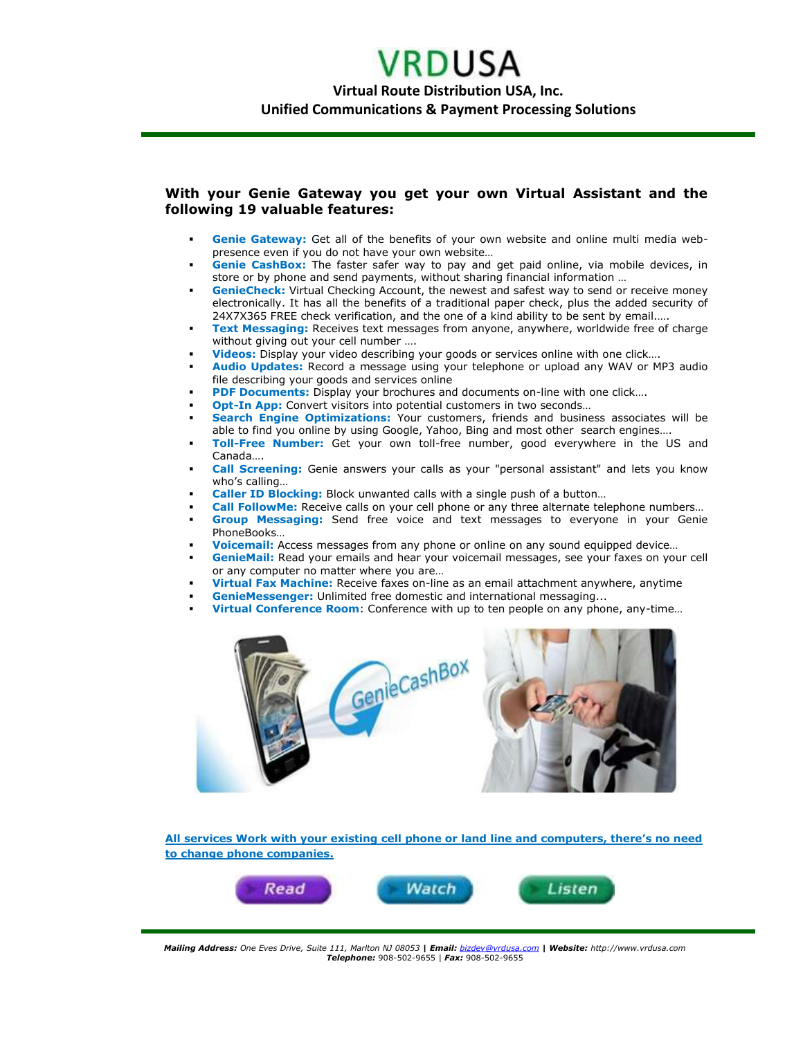# VRDUSA

**Virtual Route Distribution USA, Inc.**

**Unified Communications & Payment Processing Solutions**

**With your Genie Gateway you get your own Virtual Assistant and the following 19 valuable features:**

- **Genie Gateway:** Get all of the benefits of your own website and online multi media web-presence even if you do not have your own website…
- **Genie CashBox:** The faster safer way to pay and get paid online, via mobile devices, in store or by phone and send payments, without sharing financial information …
- **GenieCheck:** Virtual Checking Account, the newest and safest way to send or receive money electronically. It has all the benefits of a traditional paper check, plus the added security of 24X7X365 FREE check verification, and the one of a kind ability to be sent by email…..
- **Text Messaging:** Receives text messages from anyone, anywhere, worldwide free of charge without giving out your cell number ….
- **Videos:** Display your video describing your goods or services online with one click….
- **Audio Updates:** Record a message using your telephone or upload any WAV or MP3 audio file describing your goods and services online
- **PDF Documents:** Display your brochures and documents on-line with one click….
- **Opt-In App:** Convert visitors into potential customers in two seconds…
- **Search Engine Optimizations:** Your customers, friends and business associates will be able to find you online by using Google, Yahoo, Bing and most other search engines….
- **Toll-Free Number:** Get your own toll-free number, good everywhere in the US and Canada….
- **Call Screening:** Genie answers your calls as your "personal assistant" and lets you know who's calling…
- **Caller ID Blocking:** Block unwanted calls with a single push of a button…
- **Call FollowMe:** Receive calls on your cell phone or any three alternate telephone numbers…
- **Group Messaging:** Send free voice and text messages to everyone in your Genie PhoneBooks…
- **Voicemail:** Access messages from any phone or online on any sound equipped device…
- **GenieMail:** Read your emails and hear your voicemail messages, see your faxes on your cell or any computer no matter where you are…
- **Virtual Fax Machine:** Receive faxes on-line as an email attachment anywhere, anytime
- **GenieMessenger:** Unlimited free domestic and international messaging...
- **Virtual Conference Room**: Conference with up to ten people on any phone, any-time…

**All services Work with your existing cell phone or land line and computers, there's no need to change phone companies.**

Read | Watch | Listen

***Mailing Address:*** *One Eves Drive, Suite 111, Marlton NJ 08053* **|** ***Email:*** *bizdev@vrdusa.com* **|** ***Website:*** *http://www.vrdusa.com*
***Telephone:*** 908-502-9655 | ***Fax:*** 908-502-9655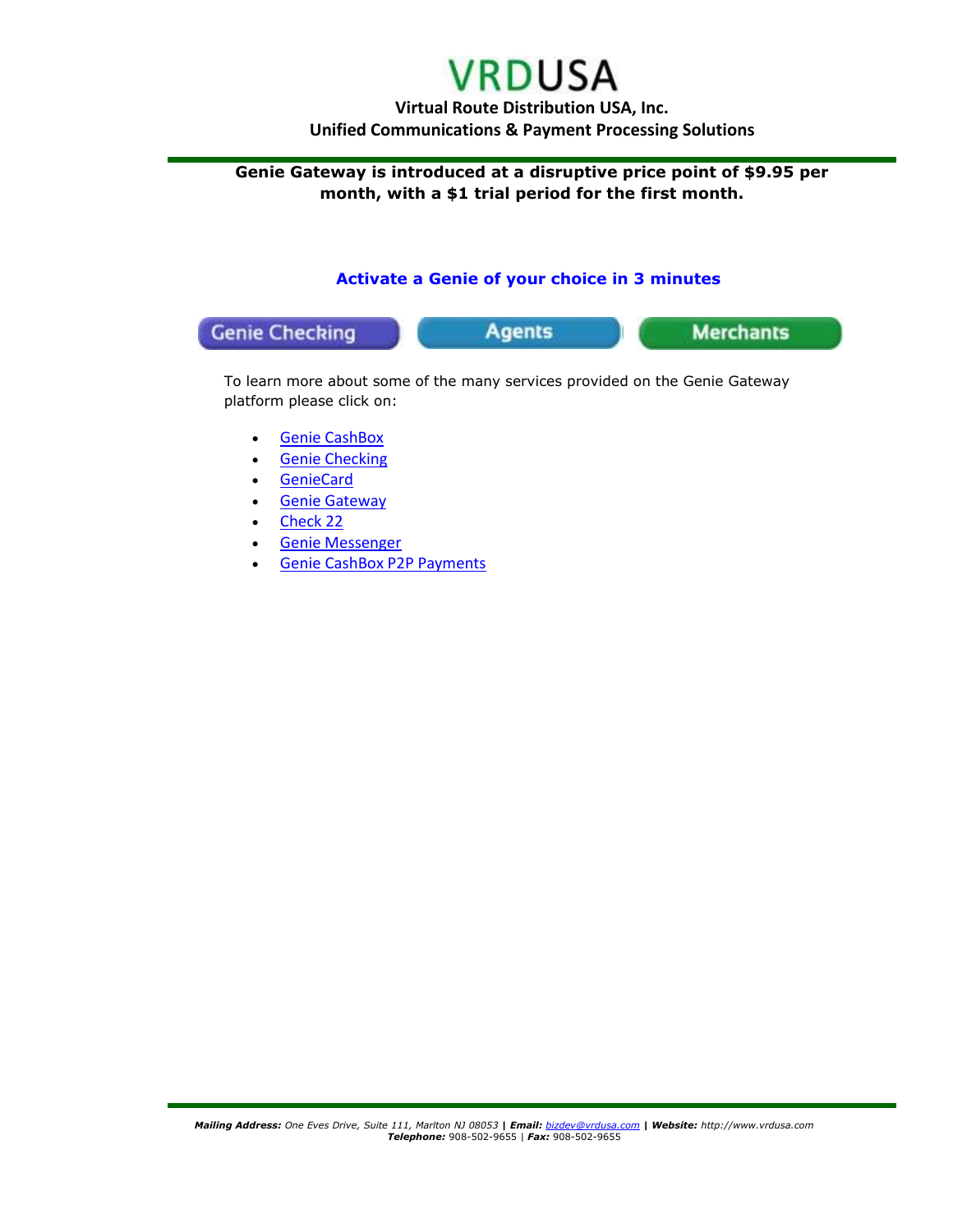# VRDUSA

**Virtual Route Distribution USA, Inc.**
**Unified Communications & Payment Processing Solutions**

**Genie Gateway is introduced at a disruptive price point of $9.95 per month, with a $1 trial period for the first month.**

**Activate a Genie of your choice in 3 minutes**

Genie Checking | Agents | Merchants

To learn more about some of the many services provided on the Genie Gateway platform please click on:

- Genie CashBox
- Genie Checking
- GenieCard
- Genie Gateway
- Check 22
- Genie Messenger
- Genie CashBox P2P Payments

***Mailing Address:*** *One Eves Drive, Suite 111, Marlton NJ 08053* **|** ***Email:*** *bizdev@vrdusa.com* **|** ***Website:*** *http://www.vrdusa.com*
***Telephone:*** 908-502-9655 | ***Fax:*** 908-502-9655